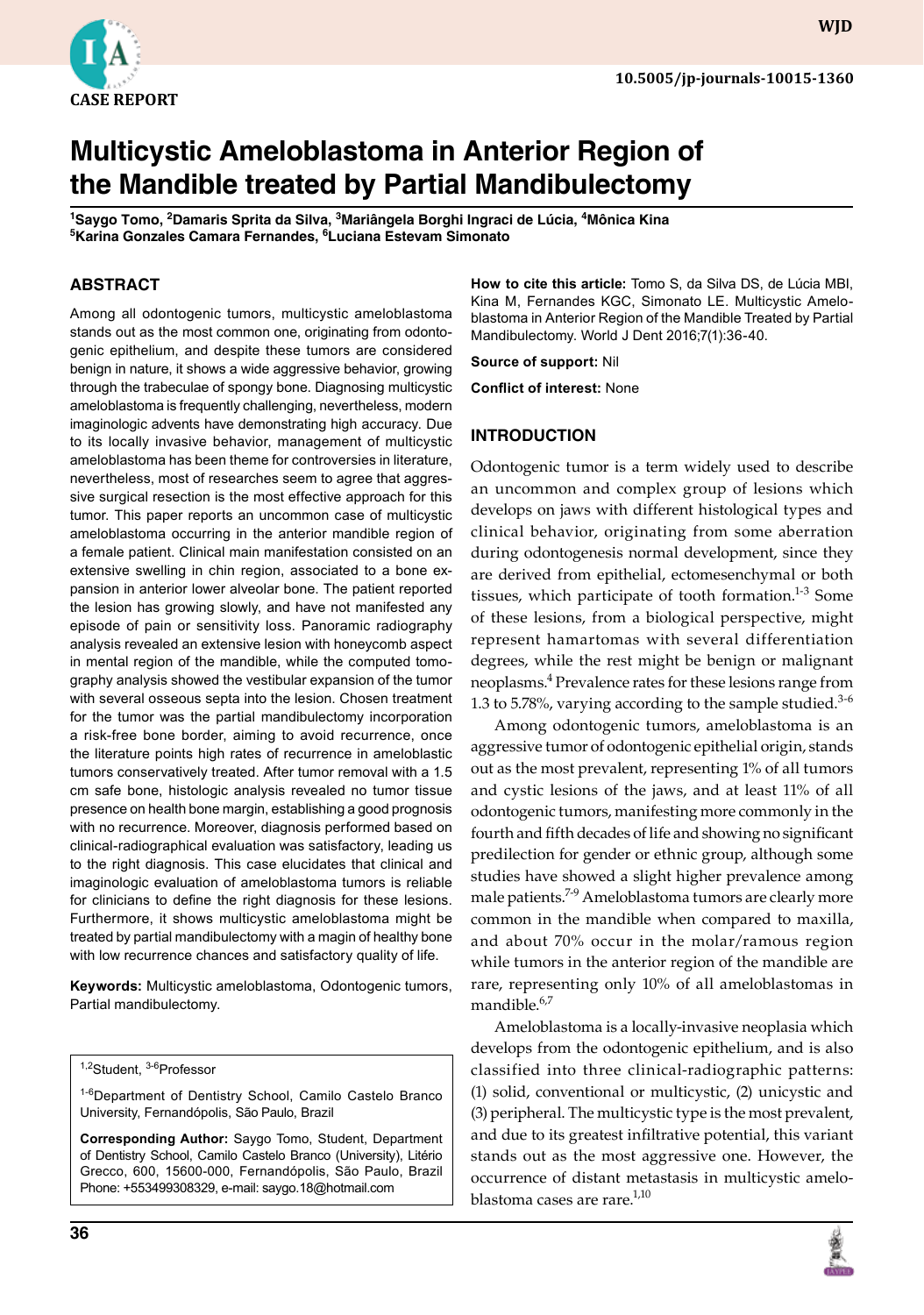CASE REPORT

# Multicystic Ameloblastoma in Anterior Region of the Mandible treated by Partial Mandibulectomy

[1]Saygo Tomo, [2]Damaris Sprita da Silva, [3]Mariângela Borghi Ingraci de Lúcia, [4]Mônica Kina
[5]Karina Gonzales Camara Fernandes, [6]Luciana Estevam Simonato

## ABSTRACT

Among all odontogenic tumors, multicystic ameloblastoma stands out as the most common one, originating from odontogenic epithelium, and despite these tumors are considered benign in nature, it shows a wide aggressive behavior, growing through the trabeculae of spongy bone. Diagnosing multicystic ameloblastoma is frequently challenging, nevertheless, modern imaginologic advents have demonstrating high accuracy. Due to its locally invasive behavior, management of multicystic ameloblastoma has been theme for controversies in literature, nevertheless, most of researches seem to agree that aggressive surgical resection is the most effective approach for this tumor. This paper reports an uncommon case of multicystic ameloblastoma occurring in the anterior mandible region of a female patient. Clinical main manifestation consisted on an extensive swelling in chin region, associated to a bone expansion in anterior lower alveolar bone. The patient reported the lesion has growing slowly, and have not manifested any episode of pain or sensitivity loss. Panoramic radiography analysis revealed an extensive lesion with honeycomb aspect in mental region of the mandible, while the computed tomography analysis showed the vestibular expansion of the tumor with several osseous septa into the lesion. Chosen treatment for the tumor was the partial mandibulectomy incorporation a risk-free bone border, aiming to avoid recurrence, once the literature points high rates of recurrence in ameloblastic tumors conservatively treated. After tumor removal with a 1.5 cm safe bone, histologic analysis revealed no tumor tissue presence on health bone margin, establishing a good prognosis with no recurrence. Moreover, diagnosis performed based on clinical-radiographical evaluation was satisfactory, leading us to the right diagnosis. This case elucidates that clinical and imaginologic evaluation of ameloblastoma tumors is reliable for clinicians to define the right diagnosis for these lesions. Furthermore, it shows multicystic ameloblastoma might be treated by partial mandibulectomy with a margin of healthy bone with low recurrence chances and satisfactory quality of life.

**Keywords:** Multicystic ameloblastoma, Odontogenic tumors, Partial mandibulectomy.

[1,2]Student, [3-6]Professor

[1-6]Department of Dentistry School, Camilo Castelo Branco University, Fernandópolis, São Paulo, Brazil

**Corresponding Author:** Saygo Tomo, Student, Department of Dentistry School, Camilo Castelo Branco (University), Litério Grecco, 600, 15600-000, Fernandópolis, São Paulo, Brazil Phone: +553499308329, e-mail: saygo.18@hotmail.com

**How to cite this article:** Tomo S, da Silva DS, de Lúcia MBI, Kina M, Fernandes KGC, Simonato LE. Multicystic Ameloblastoma in Anterior Region of the Mandible Treated by Partial Mandibulectomy. World J Dent 2016;7(1):36-40.

**Source of support:** Nil

**Conflict of interest:** None

## INTRODUCTION

Odontogenic tumor is a term widely used to describe an uncommon and complex group of lesions which develops on jaws with different histological types and clinical behavior, originating from some aberration during odontogenesis normal development, since they are derived from epithelial, ectomesenchymal or both tissues, which participate of tooth formation.[1-3] Some of these lesions, from a biological perspective, might represent hamartomas with several differentiation degrees, while the rest might be benign or malignant neoplasms.[4] Prevalence rates for these lesions range from 1.3 to 5.78%, varying according to the sample studied.[3-6]

Among odontogenic tumors, ameloblastoma is an aggressive tumor of odontogenic epithelial origin, stands out as the most prevalent, representing 1% of all tumors and cystic lesions of the jaws, and at least 11% of all odontogenic tumors, manifesting more commonly in the fourth and fifth decades of life and showing no significant predilection for gender or ethnic group, although some studies have showed a slight higher prevalence among male patients.[7-9] Ameloblastoma tumors are clearly more common in the mandible when compared to maxilla, and about 70% occur in the molar/ramous region while tumors in the anterior region of the mandible are rare, representing only 10% of all ameloblastomas in mandible.[6,7]

Ameloblastoma is a locally-invasive neoplasia which develops from the odontogenic epithelium, and is also classified into three clinical-radiographic patterns: (1) solid, conventional or multicystic, (2) unicystic and (3) peripheral. The multicystic type is the most prevalent, and due to its greatest infiltrative potential, this variant stands out as the most aggressive one. However, the occurrence of distant metastasis in multicystic ameloblastoma cases are rare.[1,10]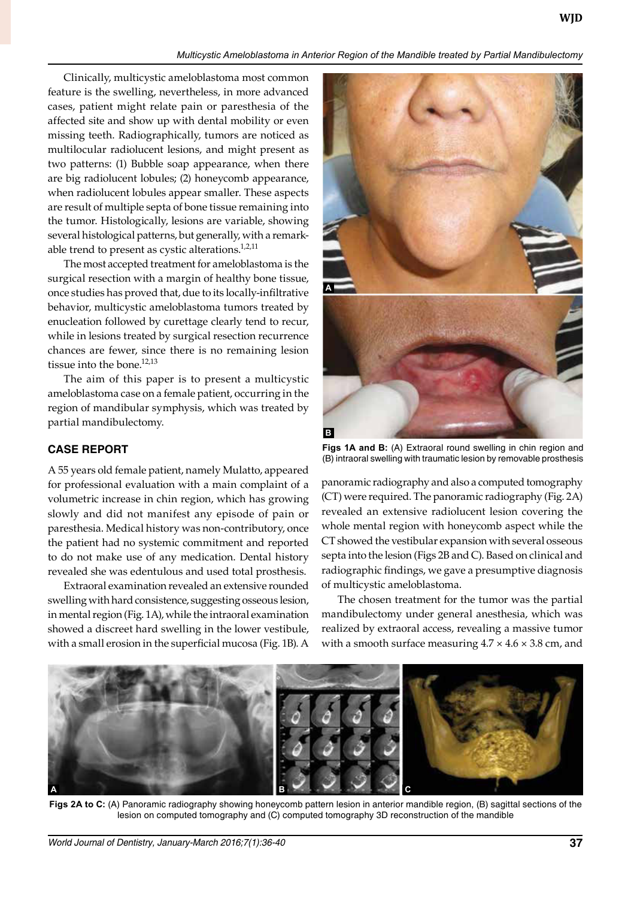Clinically, multicystic ameloblastoma most common feature is the swelling, nevertheless, in more advanced cases, patient might relate pain or paresthesia of the affected site and show up with dental mobility or even missing teeth. Radiographically, tumors are noticed as multilocular radiolucent lesions, and might present as two patterns: (1) Bubble soap appearance, when there are big radiolucent lobules; (2) honeycomb appearance, when radiolucent lobules appear smaller. These aspects are result of multiple septa of bone tissue remaining into the tumor. Histologically, lesions are variable, showing several histological patterns, but generally, with a remarkable trend to present as cystic alterations.[1,2,11]

The most accepted treatment for ameloblastoma is the surgical resection with a margin of healthy bone tissue, once studies has proved that, due to its locally-infiltrative behavior, multicystic ameloblastoma tumors treated by enucleation followed by curettage clearly tend to recur, while in lesions treated by surgical resection recurrence chances are fewer, since there is no remaining lesion tissue into the bone.[12,13]

The aim of this paper is to present a multicystic ameloblastoma case on a female patient, occurring in the region of mandibular symphysis, which was treated by partial mandibulectomy.

## CASE REPORT

A 55 years old female patient, namely Mulatto, appeared for professional evaluation with a main complaint of a volumetric increase in chin region, which has growing slowly and did not manifest any episode of pain or paresthesia. Medical history was non-contributory, once the patient had no systemic commitment and reported to do not make use of any medication. Dental history revealed she was edentulous and used total prosthesis.

Extraoral examination revealed an extensive rounded swelling with hard consistence, suggesting osseous lesion, in mental region (Fig. 1A), while the intraoral examination showed a discreet hard swelling in the lower vestibule, with a small erosion in the superficial mucosa (Fig. 1B). A panoramic radiography and also a computed tomography (CT) were required. The panoramic radiography (Fig. 2A) revealed an extensive radiolucent lesion covering the whole mental region with honeycomb aspect while the CT showed the vestibular expansion with several osseous septa into the lesion (Figs 2B and C). Based on clinical and radiographic findings, we gave a presumptive diagnosis of multicystic ameloblastoma.

**Figs 1A and B:** (A) Extraoral round swelling in chin region and (B) intraoral swelling with traumatic lesion by removable prosthesis

The chosen treatment for the tumor was the partial mandibulectomy under general anesthesia, which was realized by extraoral access, revealing a massive tumor with a smooth surface measuring 4.7 × 4.6 × 3.8 cm, and

**Figs 2A to C:** (A) Panoramic radiography showing honeycomb pattern lesion in anterior mandible region, (B) sagittal sections of the lesion on computed tomography and (C) computed tomography 3D reconstruction of the mandible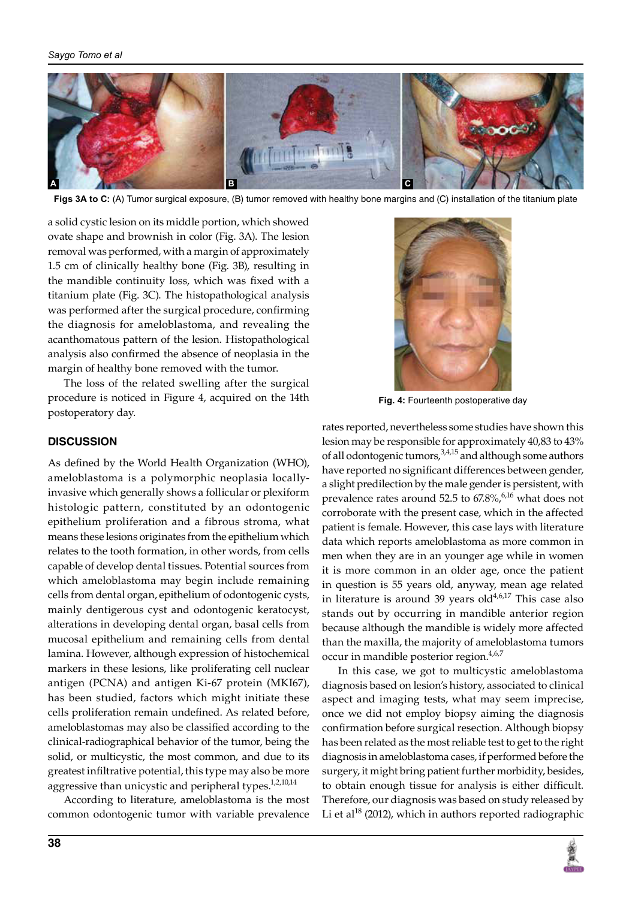Figs 3A to C: (A) Tumor surgical exposure, (B) tumor removed with healthy bone margins and (C) installation of the titanium plate

a solid cystic lesion on its middle portion, which showed ovate shape and brownish in color (Fig. 3A). The lesion removal was performed, with a margin of approximately 1.5 cm of clinically healthy bone (Fig. 3B), resulting in the mandible continuity loss, which was fixed with a titanium plate (Fig. 3C). The histopathological analysis was performed after the surgical procedure, confirming the diagnosis for ameloblastoma, and revealing the acanthomatous pattern of the lesion. Histopathological analysis also confirmed the absence of neoplasia in the margin of healthy bone removed with the tumor.

The loss of the related swelling after the surgical procedure is noticed in Figure 4, acquired on the 14th postoperatory day.

Fig. 4: Fourteenth postoperative day

## DISCUSSION

As defined by the World Health Organization (WHO), ameloblastoma is a polymorphic neoplasia locally-invasive which generally shows a follicular or plexiform histologic pattern, constituted by an odontogenic epithelium proliferation and a fibrous stroma, what means these lesions originates from the epithelium which relates to the tooth formation, in other words, from cells capable of develop dental tissues. Potential sources from which ameloblastoma may begin include remaining cells from dental organ, epithelium of odontogenic cysts, mainly dentigerous cyst and odontogenic keratocyst, alterations in developing dental organ, basal cells from mucosal epithelium and remaining cells from dental lamina. However, although expression of histochemical markers in these lesions, like proliferating cell nuclear antigen (PCNA) and antigen Ki-67 protein (MKI67), has been studied, factors which might initiate these cells proliferation remain undefined. As related before, ameloblastomas may also be classified according to the clinical-radiographical behavior of the tumor, being the solid, or multicystic, the most common, and due to its greatest infiltrative potential, this type may also be more aggressive than unicystic and peripheral types.[1,2,10,14]

According to literature, ameloblastoma is the most common odontogenic tumor with variable prevalence rates reported, nevertheless some studies have shown this lesion may be responsible for approximately 40,83 to 43% of all odontogenic tumors,[3,4,15] and although some authors have reported no significant differences between gender, a slight predilection by the male gender is persistent, with prevalence rates around 52.5 to 67.8%,[6,16] what does not corroborate with the present case, which in the affected patient is female. However, this case lays with literature data which reports ameloblastoma as more common in men when they are in an younger age while in women it is more common in an older age, once the patient in question is 55 years old, anyway, mean age related in literature is around 39 years old[4,6,17] This case also stands out by occurring in mandible anterior region because although the mandible is widely more affected than the maxilla, the majority of ameloblastoma tumors occur in mandible posterior region.[4,6,7]

In this case, we got to multicystic ameloblastoma diagnosis based on lesion's history, associated to clinical aspect and imaging tests, what may seem imprecise, once we did not employ biopsy aiming the diagnosis confirmation before surgical resection. Although biopsy has been related as the most reliable test to get to the right diagnosis in ameloblastoma cases, if performed before the surgery, it might bring patient further morbidity, besides, to obtain enough tissue for analysis is either difficult. Therefore, our diagnosis was based on study released by Li et al[18] (2012), which in authors reported radiographic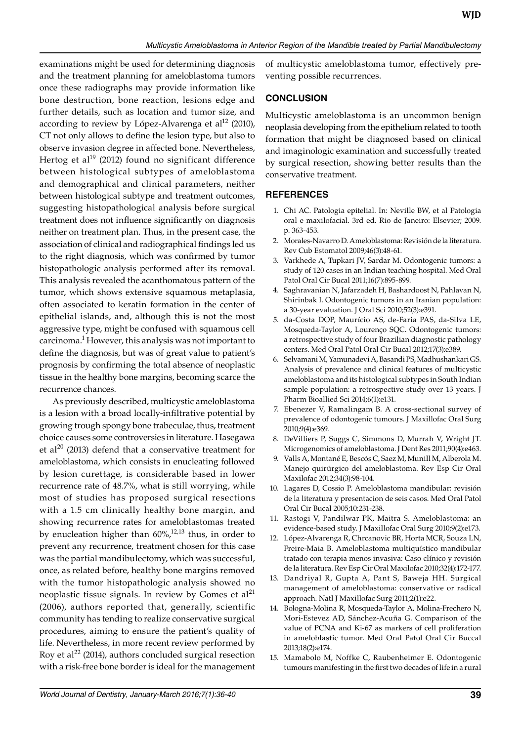examinations might be used for determining diagnosis and the treatment planning for ameloblastoma tumors once these radiographs may provide information like bone destruction, bone reaction, lesions edge and further details, such as location and tumor size, and according to review by López-Alvarenga et al[12] (2010), CT not only allows to define the lesion type, but also to observe invasion degree in affected bone. Nevertheless, Hertog et al[19] (2012) found no significant difference between histological subtypes of ameloblastoma and demographical and clinical parameters, neither between histological subtype and treatment outcomes, suggesting histopathological analysis before surgical treatment does not influence significantly on diagnosis neither on treatment plan. Thus, in the present case, the association of clinical and radiographical findings led us to the right diagnosis, which was confirmed by tumor histopathologic analysis performed after its removal. This analysis revealed the acanthomatous pattern of the tumor, which shows extensive squamous metaplasia, often associated to keratin formation in the center of epithelial islands, and, although this is not the most aggressive type, might be confused with squamous cell carcinoma.[1] However, this analysis was not important to define the diagnosis, but was of great value to patient's prognosis by confirming the total absence of neoplastic tissue in the healthy bone margins, becoming scarce the recurrence chances.

As previously described, multicystic ameloblastoma is a lesion with a broad locally-infiltrative potential by growing trough spongy bone trabeculae, thus, treatment choice causes some controversies in literature. Hasegawa et al[20] (2013) defend that a conservative treatment for ameloblastoma, which consists in enucleating followed by lesion curettage, is considerable based in lower recurrence rate of 48.7%, what is still worrying, while most of studies has proposed surgical resections with a 1.5 cm clinically healthy bone margin, and showing recurrence rates for ameloblastomas treated by enucleation higher than 60%,[12,13] thus, in order to prevent any recurrence, treatment chosen for this case was the partial mandibulectomy, which was successful, once, as related before, healthy bone margins removed with the tumor histopathologic analysis showed no neoplastic tissue signals. In review by Gomes et al[21] (2006), authors reported that, generally, scientific community has tending to realize conservative surgical procedures, aiming to ensure the patient's quality of life. Nevertheless, in more recent review performed by Roy et al[22] (2014), authors concluded surgical resection with a risk-free bone border is ideal for the management of multicystic ameloblastoma tumor, effectively preventing possible recurrences.

## CONCLUSION

Multicystic ameloblastoma is an uncommon benign neoplasia developing from the epithelium related to tooth formation that might be diagnosed based on clinical and imaginologic examination and successfully treated by surgical resection, showing better results than the conservative treatment.

## REFERENCES

1. Chi AC. Patologia epitelial. In: Neville BW, et al Patologia oral e maxilofacial. 3rd ed. Rio de Janeiro: Elsevier; 2009. p. 363-453.
2. Morales-Navarro D. Ameloblastoma: Revisión de la literatura. Rev Cub Estomatol 2009;46(3):48-61.
3. Varkhede A, Tupkari JV, Sardar M. Odontogenic tumors: a study of 120 cases in an Indian teaching hospital. Med Oral Patol Oral Cir Bucal 2011;16(7):895-899.
4. Saghravanian N, Jafarzadeh H, Bashardoost N, Pahlavan N, Shirinbak I. Odontogenic tumors in an Iranian population: a 30-year evaluation. J Oral Sci 2010;52(3):e391.
5. da-Costa DOP, Maurício AS, de-Faria PAS, da-Silva LE, Mosqueda-Taylor A, Lourenço SQC. Odontogenic tumors: a retrospective study of four Brazilian diagnostic pathology centers. Med Oral Patol Oral Cir Bucal 2012;17(3):e389.
6. Selvamani M, Yamunadevi A, Basandi PS, Madhushankari GS. Analysis of prevalence and clinical features of multicystic ameloblastoma and its histological subtypes in South Indian sample population: a retrospective study over 13 years. J Pharm Bioallied Sci 2014;6(1):e131.
7. Ebenezer V, Ramalingam B. A cross-sectional survey of prevalence of odontogenic tumours. J Maxillofac Oral Surg 2010;9(4):e369.
8. DeVilliers P, Suggs C, Simmons D, Murrah V, Wright JT. Microgenomics of ameloblastoma. J Dent Res 2011;90(4):e463.
9. Valls A, Montané E, Bescós C, Saez M, Munill M, Alberola M. Manejo quirúrgico del ameloblastoma. Rev Esp Cir Oral Maxilofac 2012;34(3):98-104.
10. Lagares D, Cossio P. Ameloblastoma mandibular: revisión de la literatura y presentacion de seis casos. Med Oral Patol Oral Cir Bucal 2005;10:231-238.
11. Rastogi V, Pandilwar PK, Maitra S. Ameloblastoma: an evidence-based study. J Maxillofac Oral Surg 2010;9(2):e173.
12. López-Alvarenga R, Chrcanovic BR, Horta MCR, Souza LN, Freire-Maia B. Ameloblastoma multiquístico mandibular tratado con terapia menos invasiva: Caso clínico y revisión de la literatura. Rev Esp Cir Oral Maxilofac 2010;32(4):172-177.
13. Dandriyal R, Gupta A, Pant S, Baweja HH. Surgical management of ameloblastoma: conservative or radical approach. Natl J Maxillofac Surg 2011;2(1):e22.
14. Bologna-Molina R, Mosqueda-Taylor A, Molina-Frechero N, Mori-Estevez AD, Sánchez-Acuña G. Comparison of the value of PCNA and Ki-67 as markers of cell proliferation in ameloblastic tumor. Med Oral Patol Oral Cir Buccal 2013;18(2):e174.
15. Mamabolo M, Noffke C, Raubenheimer E. Odontogenic tumours manifesting in the first two decades of life in a rural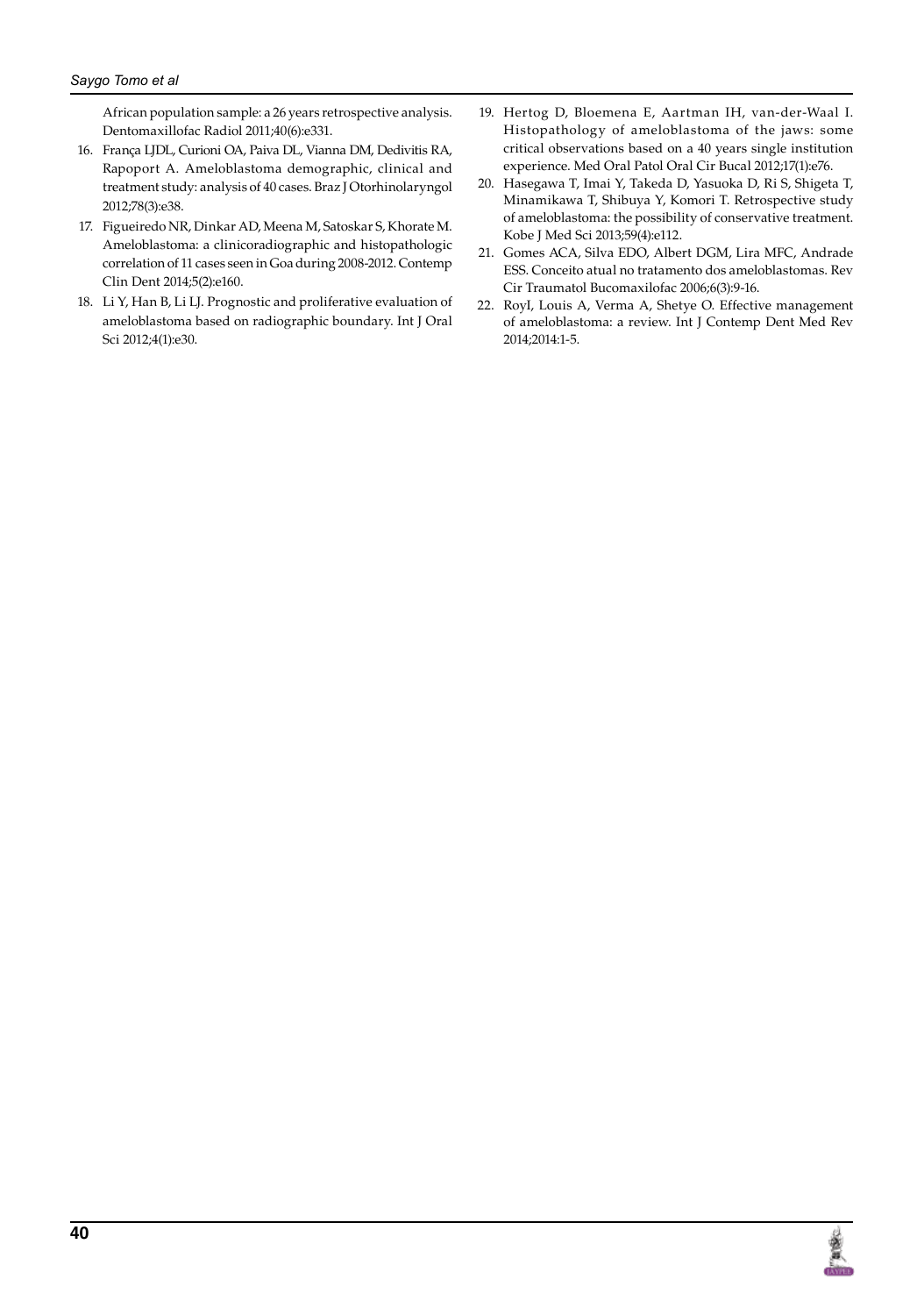African population sample: a 26 years retrospective analysis. Dentomaxillofac Radiol 2011;40(6):e331.

16. França LJDL, Curioni OA, Paiva DL, Vianna DM, Dedivitis RA, Rapoport A. Ameloblastoma demographic, clinical and treatment study: analysis of 40 cases. Braz J Otorhinolaryngol 2012;78(3):e38.
17. Figueiredo NR, Dinkar AD, Meena M, Satoskar S, Khorate M. Ameloblastoma: a clinicoradiographic and histopathologic correlation of 11 cases seen in Goa during 2008-2012. Contemp Clin Dent 2014;5(2):e160.
18. Li Y, Han B, Li LJ. Prognostic and proliferative evaluation of ameloblastoma based on radiographic boundary. Int J Oral Sci 2012;4(1):e30.
19. Hertog D, Bloemena E, Aartman IH, van-der-Waal I. Histopathology of ameloblastoma of the jaws: some critical observations based on a 40 years single institution experience. Med Oral Patol Oral Cir Bucal 2012;17(1):e76.
20. Hasegawa T, Imai Y, Takeda D, Yasuoka D, Ri S, Shigeta T, Minamikawa T, Shibuya Y, Komori T. Retrospective study of ameloblastoma: the possibility of conservative treatment. Kobe J Med Sci 2013;59(4):e112.
21. Gomes ACA, Silva EDO, Albert DGM, Lira MFC, Andrade ESS. Conceito atual no tratamento dos ameloblastomas. Rev Cir Traumatol Bucomaxilofac 2006;6(3):9-16.
22. RoyI, Louis A, Verma A, Shetye O. Effective management of ameloblastoma: a review. Int J Contemp Dent Med Rev 2014;2014:1-5.